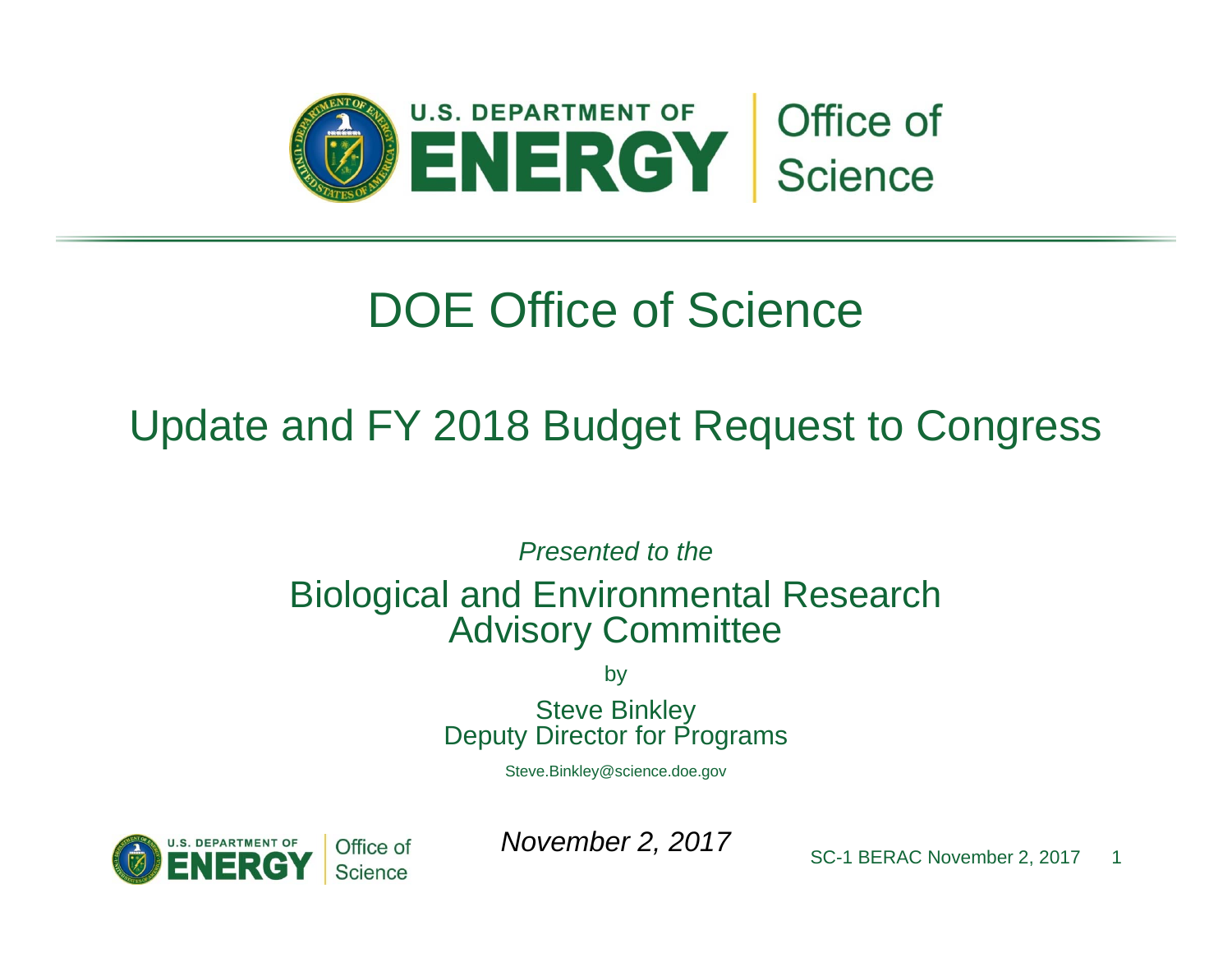# DOE Office of Science

## Update and FY 2018 Budget Request to Congress

*Presented to the*

Biological and Environmental Research Advisory Committee

by

Steve Binkley
Deputy Director for Programs

Steve.Binkley@science.doe.gov

*November 2, 2017*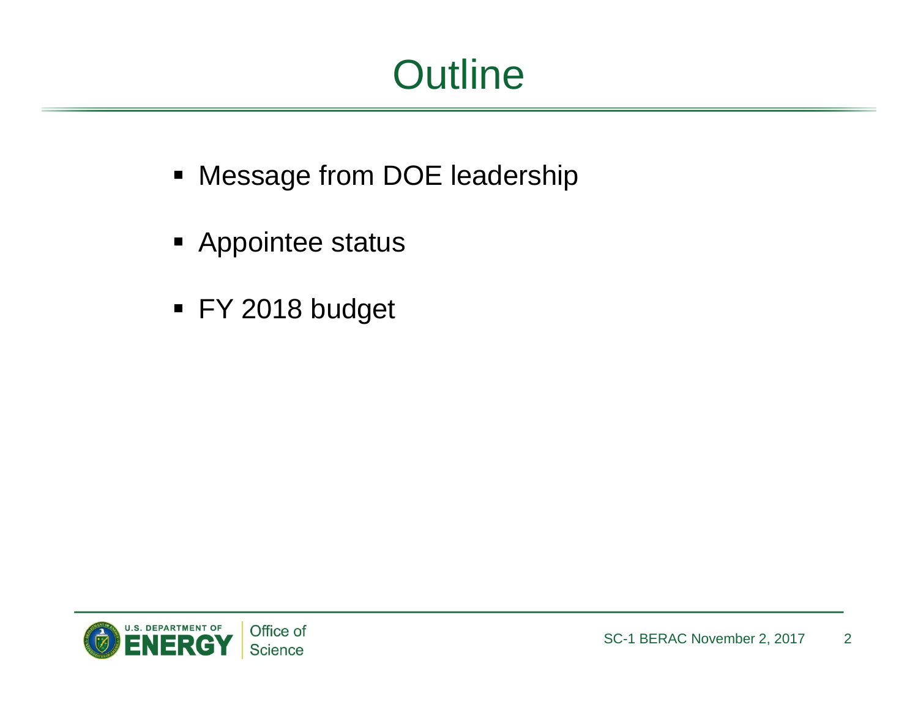# Outline

- Message from DOE leadership
- Appointee status
- FY 2018 budget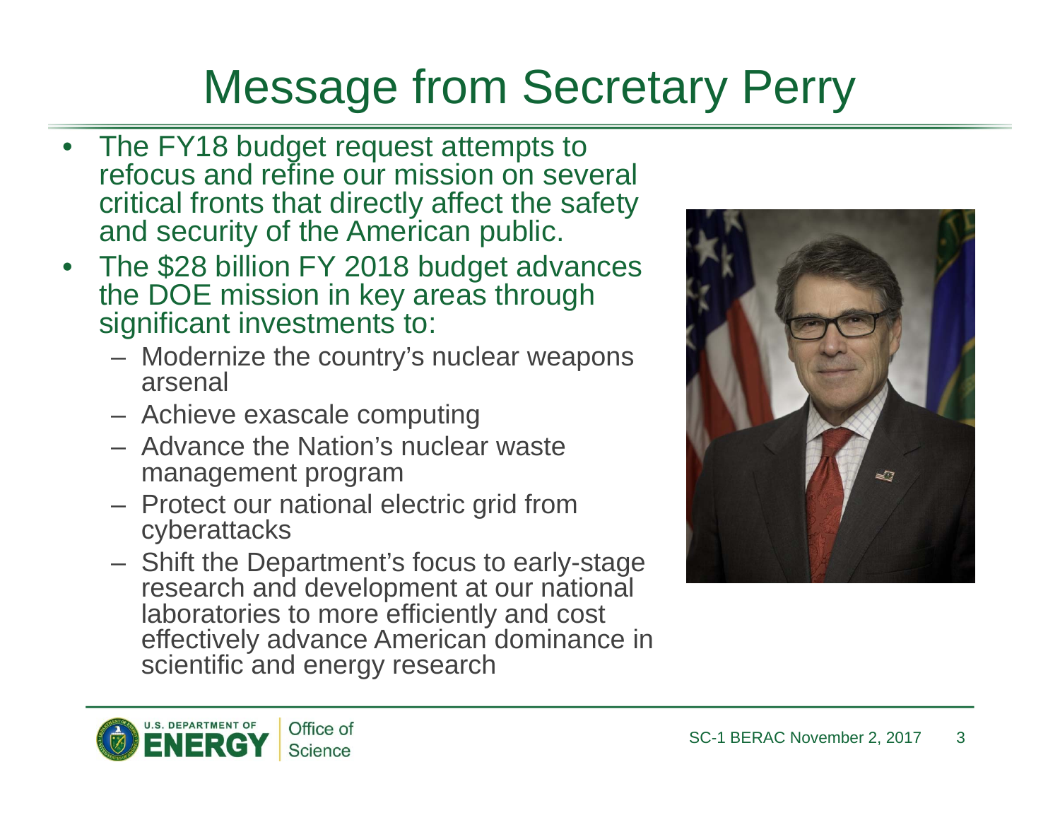# Message from Secretary Perry

- The FY18 budget request attempts to refocus and refine our mission on several critical fronts that directly affect the safety and security of the American public.
- The $28 billion FY 2018 budget advances the DOE mission in key areas through significant investments to:
  - Modernize the country's nuclear weapons arsenal
  - Achieve exascale computing
  - Advance the Nation's nuclear waste management program
  - Protect our national electric grid from cyberattacks
  - Shift the Department's focus to early-stage research and development at our national laboratories to more efficiently and cost effectively advance American dominance in scientific and energy research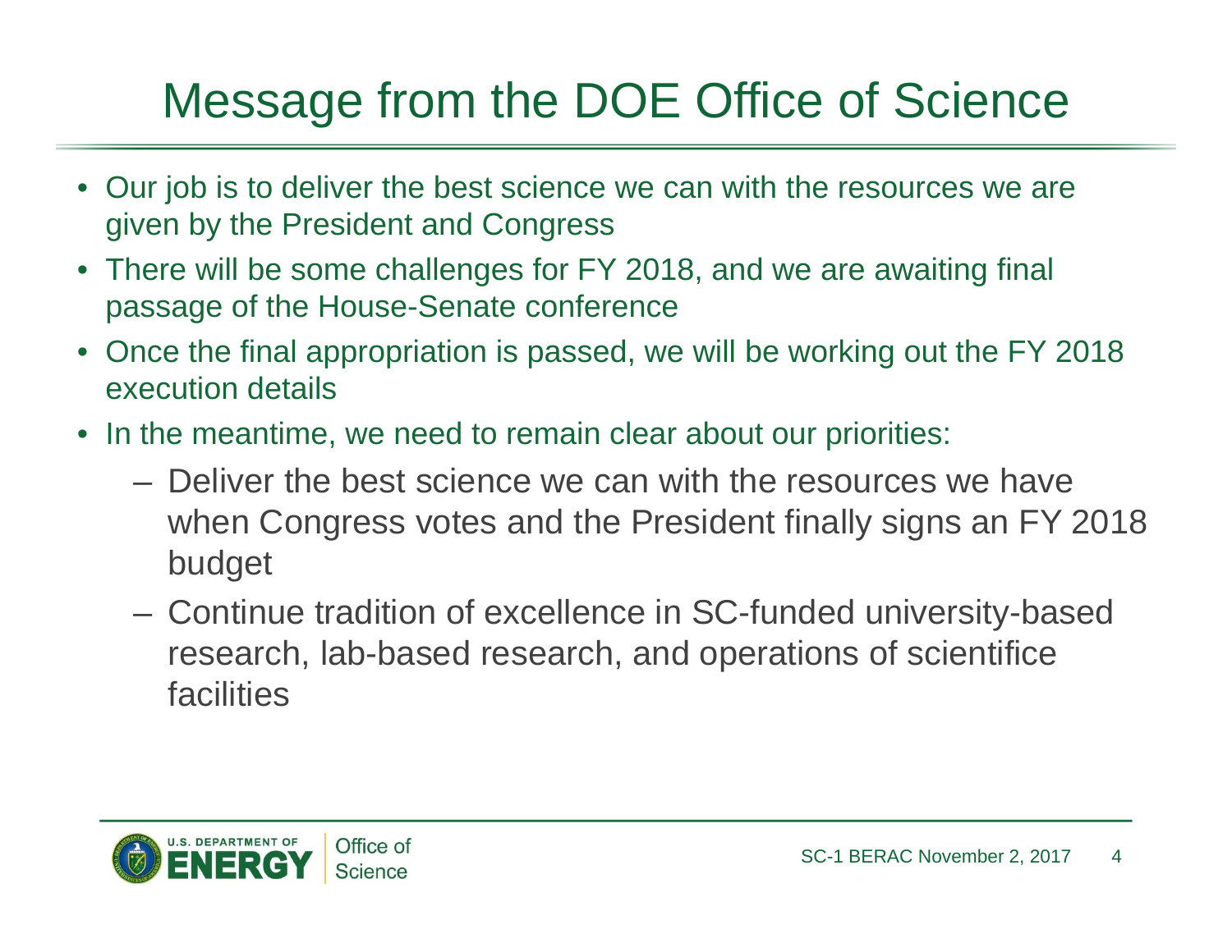# Message from the DOE Office of Science

- Our job is to deliver the best science we can with the resources we are given by the President and Congress
- There will be some challenges for FY 2018, and we are awaiting final passage of the House-Senate conference
- Once the final appropriation is passed, we will be working out the FY 2018 execution details
- In the meantime, we need to remain clear about our priorities:
  - Deliver the best science we can with the resources we have when Congress votes and the President finally signs an FY 2018 budget
  - Continue tradition of excellence in SC-funded university-based research, lab-based research, and operations of scientifice facilities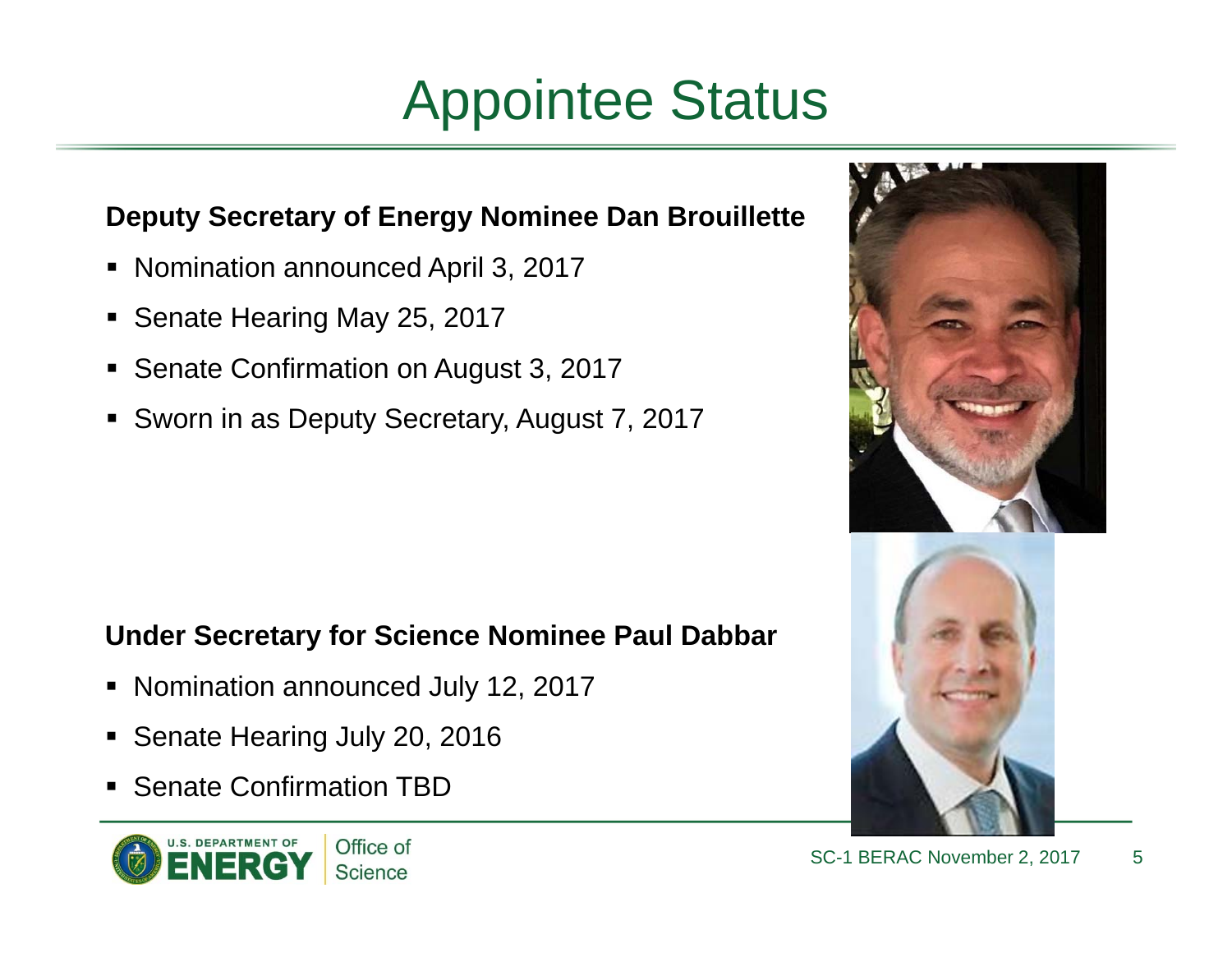# Appointee Status

**Deputy Secretary of Energy Nominee Dan Brouillette**

- Nomination announced April 3, 2017
- Senate Hearing May 25, 2017
- Senate Confirmation on August 3, 2017
- Sworn in as Deputy Secretary, August 7, 2017

**Under Secretary for Science Nominee Paul Dabbar**

- Nomination announced July 12, 2017
- Senate Hearing July 20, 2016
- Senate Confirmation TBD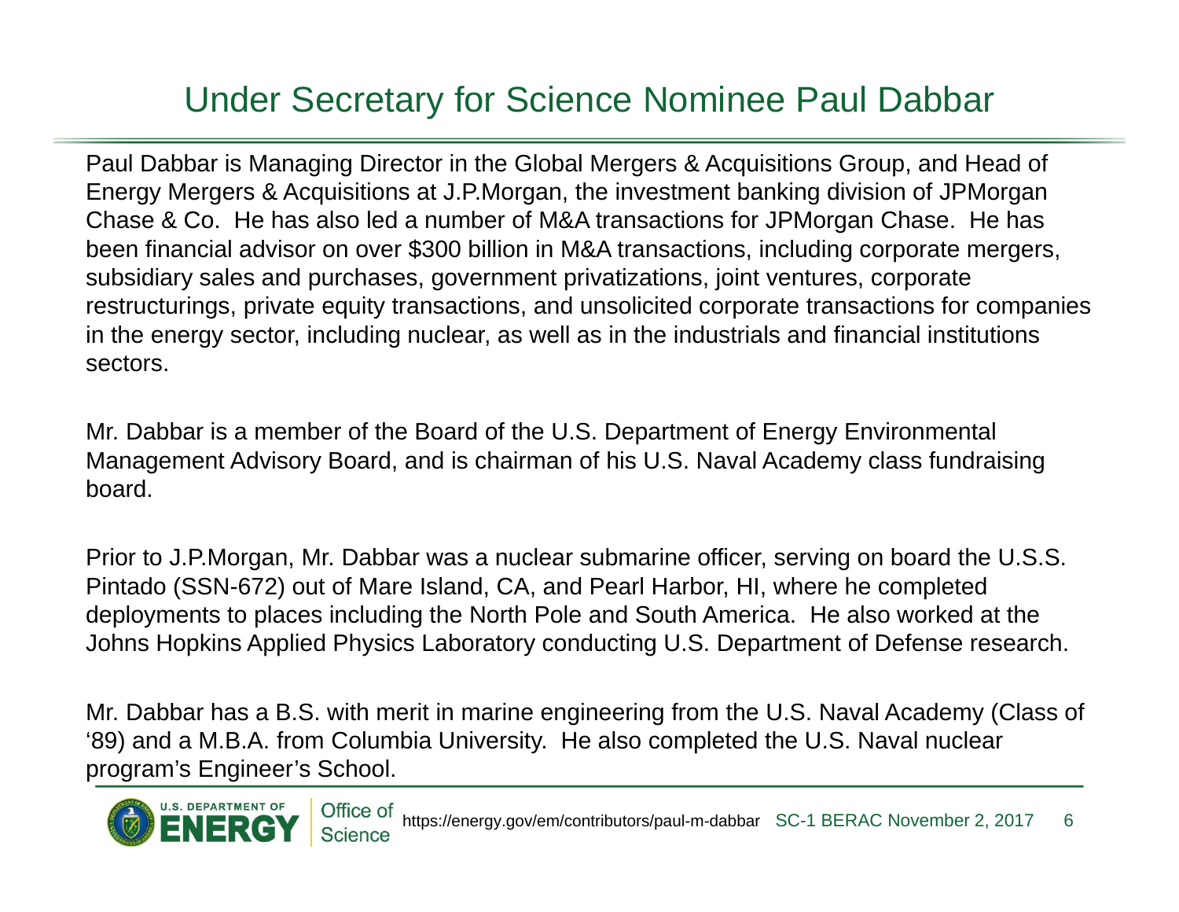# Under Secretary for Science Nominee Paul Dabbar

Paul Dabbar is Managing Director in the Global Mergers & Acquisitions Group, and Head of Energy Mergers & Acquisitions at J.P.Morgan, the investment banking division of JPMorgan Chase & Co. He has also led a number of M&A transactions for JPMorgan Chase. He has been financial advisor on over $300 billion in M&A transactions, including corporate mergers, subsidiary sales and purchases, government privatizations, joint ventures, corporate restructurings, private equity transactions, and unsolicited corporate transactions for companies in the energy sector, including nuclear, as well as in the industrials and financial institutions sectors.

Mr. Dabbar is a member of the Board of the U.S. Department of Energy Environmental Management Advisory Board, and is chairman of his U.S. Naval Academy class fundraising board.

Prior to J.P.Morgan, Mr. Dabbar was a nuclear submarine officer, serving on board the U.S.S. Pintado (SSN-672) out of Mare Island, CA, and Pearl Harbor, HI, where he completed deployments to places including the North Pole and South America. He also worked at the Johns Hopkins Applied Physics Laboratory conducting U.S. Department of Defense research.

Mr. Dabbar has a B.S. with merit in marine engineering from the U.S. Naval Academy (Class of '89) and a M.B.A. from Columbia University. He also completed the U.S. Naval nuclear program's Engineer's School.

https://energy.gov/em/contributors/paul-m-dabbar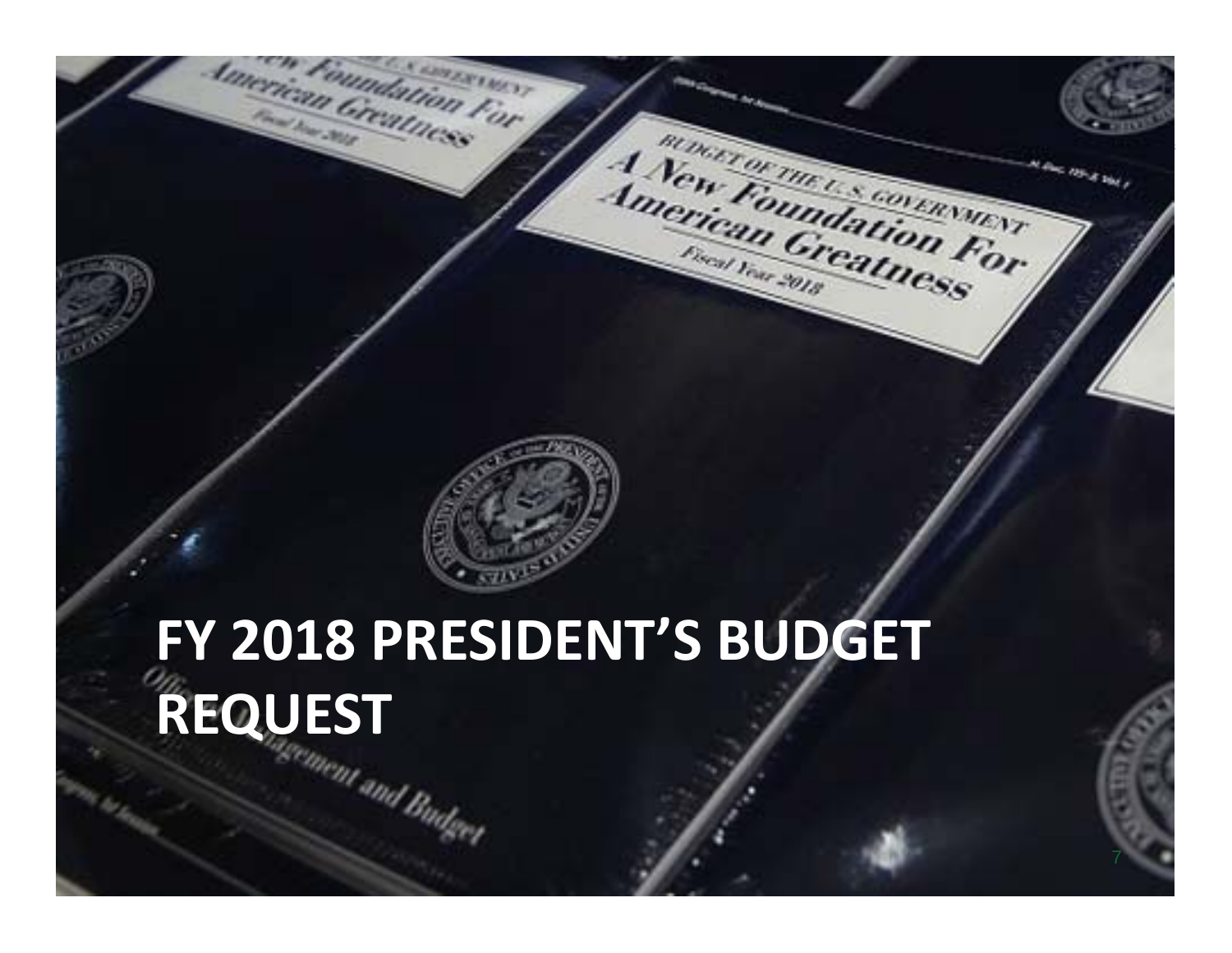# FY 2018 PRESIDENT'S BUDGET REQUEST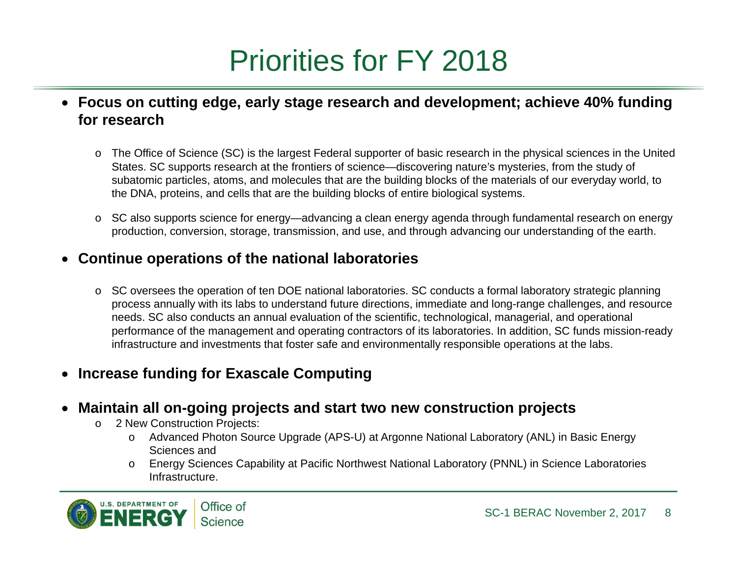# Priorities for FY 2018

- **Focus on cutting edge, early stage research and development; achieve 40% funding for research**
  - The Office of Science (SC) is the largest Federal supporter of basic research in the physical sciences in the United States. SC supports research at the frontiers of science—discovering nature's mysteries, from the study of subatomic particles, atoms, and molecules that are the building blocks of the materials of our everyday world, to the DNA, proteins, and cells that are the building blocks of entire biological systems.
  - SC also supports science for energy—advancing a clean energy agenda through fundamental research on energy production, conversion, storage, transmission, and use, and through advancing our understanding of the earth.
- **Continue operations of the national laboratories**
  - SC oversees the operation of ten DOE national laboratories. SC conducts a formal laboratory strategic planning process annually with its labs to understand future directions, immediate and long-range challenges, and resource needs. SC also conducts an annual evaluation of the scientific, technological, managerial, and operational performance of the management and operating contractors of its laboratories. In addition, SC funds mission-ready infrastructure and investments that foster safe and environmentally responsible operations at the labs.
- **Increase funding for Exascale Computing**
- **Maintain all on-going projects and start two new construction projects**
  - 2 New Construction Projects:
    - Advanced Photon Source Upgrade (APS-U) at Argonne National Laboratory (ANL) in Basic Energy Sciences and
    - Energy Sciences Capability at Pacific Northwest National Laboratory (PNNL) in Science Laboratories Infrastructure.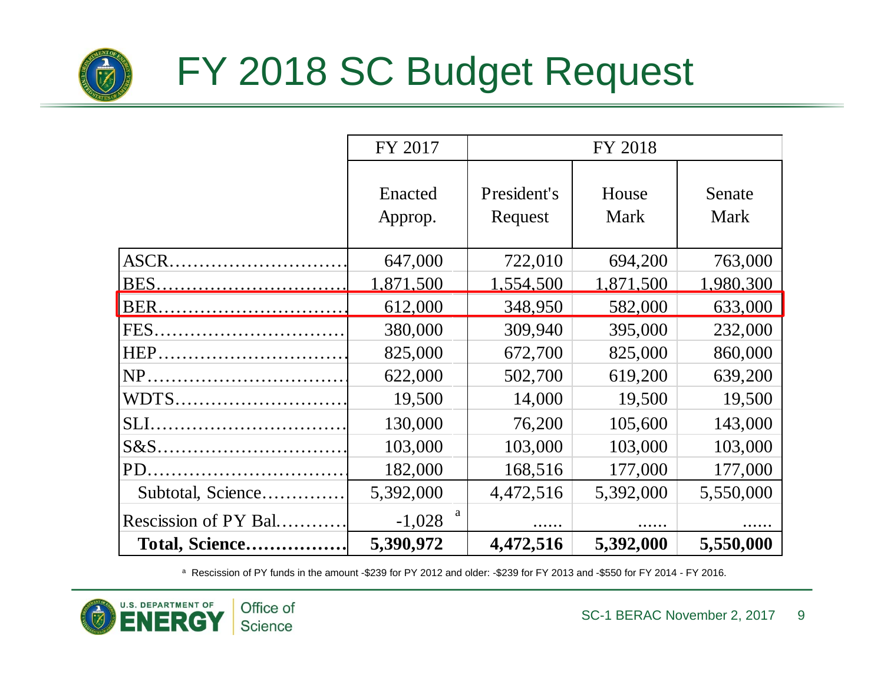# FY 2018 SC Budget Request

| | FY 2017 | FY 2018 | | |
|---|---|---|---|---|
| | Enacted Approp. | President's Request | House Mark | Senate Mark |
| ASCR | 647,000 | 722,010 | 694,200 | 763,000 |
| BES | 1,871,500 | 1,554,500 | 1,871,500 | 1,980,300 |
| BER | 612,000 | 348,950 | 582,000 | 633,000 |
| FES | 380,000 | 309,940 | 395,000 | 232,000 |
| HEP | 825,000 | 672,700 | 825,000 | 860,000 |
| NP | 622,000 | 502,700 | 619,200 | 639,200 |
| WDTS | 19,500 | 14,000 | 19,500 | 19,500 |
| SLI | 130,000 | 76,200 | 105,600 | 143,000 |
| S&S | 103,000 | 103,000 | 103,000 | 103,000 |
| PD | 182,000 | 168,516 | 177,000 | 177,000 |
| Subtotal, Science | 5,392,000 | 4,472,516 | 5,392,000 | 5,550,000 |
| Rescission of PY Bal. | -1,028 [a] | ...... | ...... | ...... |
| **Total, Science** | **5,390,972** | **4,472,516** | **5,392,000** | **5,550,000** |

[a] Rescission of PY funds in the amount -$239 for PY 2012 and older: -$239 for FY 2013 and -$550 for FY 2014 - FY 2016.

SC-1 BERAC November 2, 2017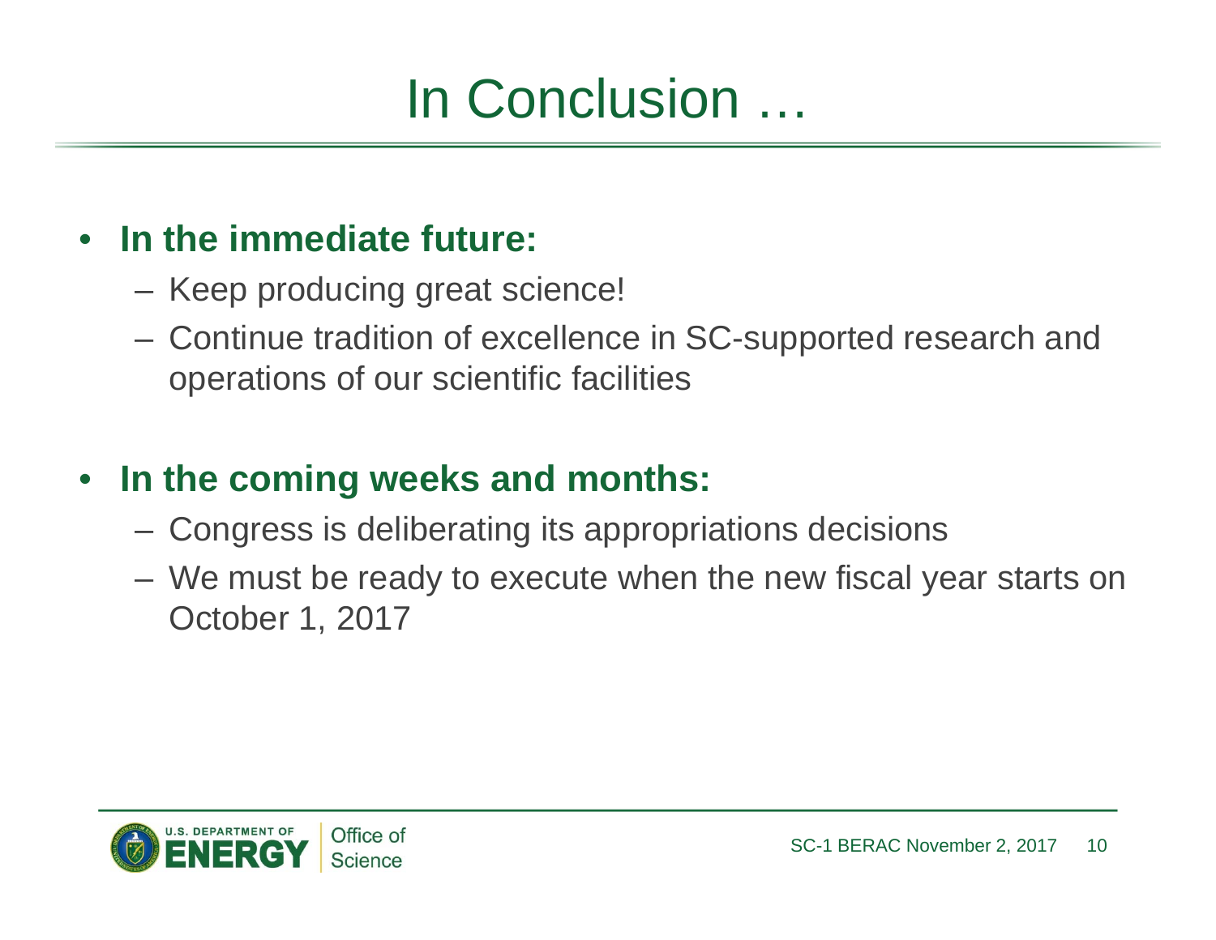# In Conclusion …

- **In the immediate future:**
  - Keep producing great science!
  - Continue tradition of excellence in SC-supported research and operations of our scientific facilities

- **In the coming weeks and months:**
  - Congress is deliberating its appropriations decisions
  - We must be ready to execute when the new fiscal year starts on October 1, 2017